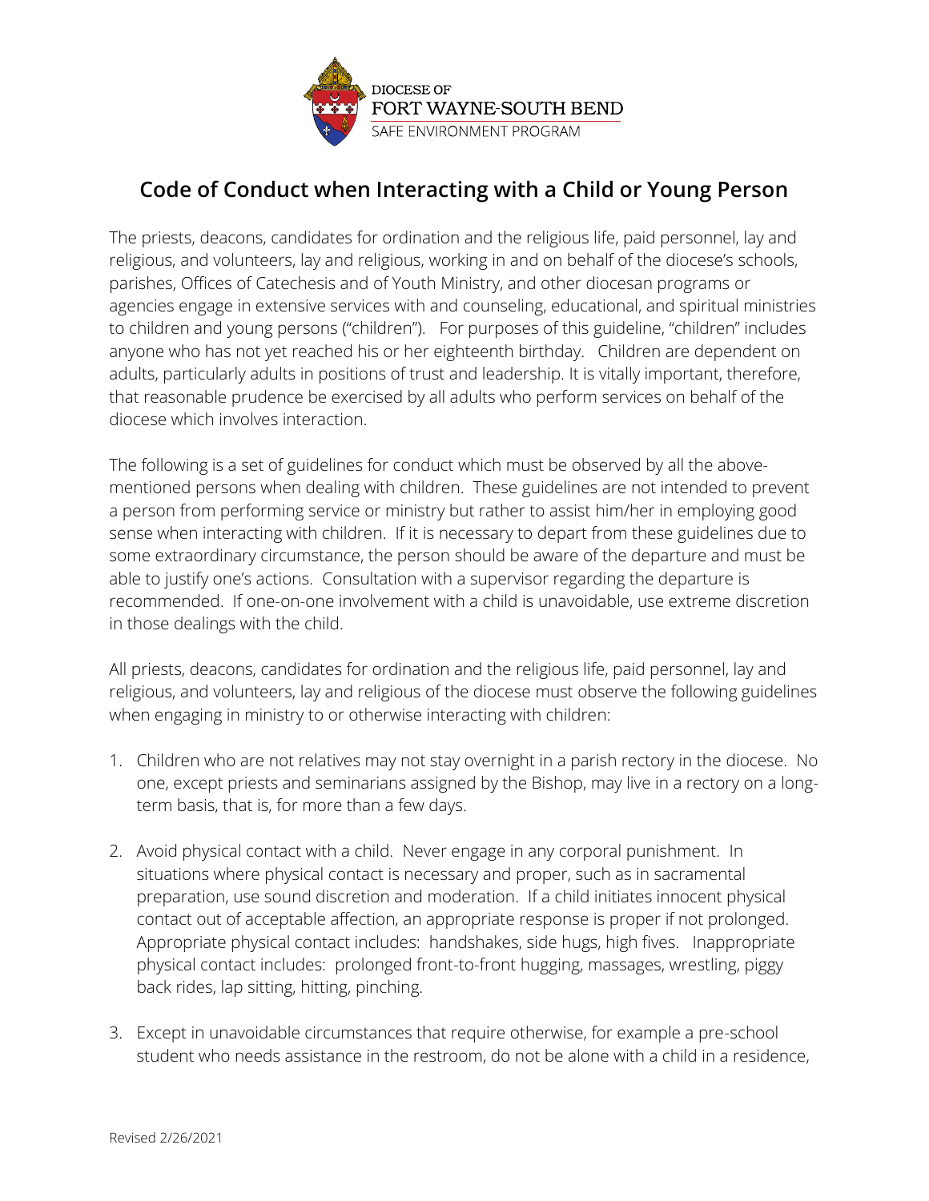DIOCESE OF
FORT WAYNE-SOUTH BEND
SAFE ENVIRONMENT PROGRAM

## Code of Conduct when Interacting with a Child or Young Person

The priests, deacons, candidates for ordination and the religious life, paid personnel, lay and religious, and volunteers, lay and religious, working in and on behalf of the diocese's schools, parishes, Offices of Catechesis and of Youth Ministry, and other diocesan programs or agencies engage in extensive services with and counseling, educational, and spiritual ministries to children and young persons ("children"). For purposes of this guideline, "children" includes anyone who has not yet reached his or her eighteenth birthday. Children are dependent on adults, particularly adults in positions of trust and leadership. It is vitally important, therefore, that reasonable prudence be exercised by all adults who perform services on behalf of the diocese which involves interaction.

The following is a set of guidelines for conduct which must be observed by all the above-mentioned persons when dealing with children. These guidelines are not intended to prevent a person from performing service or ministry but rather to assist him/her in employing good sense when interacting with children. If it is necessary to depart from these guidelines due to some extraordinary circumstance, the person should be aware of the departure and must be able to justify one's actions. Consultation with a supervisor regarding the departure is recommended. If one-on-one involvement with a child is unavoidable, use extreme discretion in those dealings with the child.

All priests, deacons, candidates for ordination and the religious life, paid personnel, lay and religious, and volunteers, lay and religious of the diocese must observe the following guidelines when engaging in ministry to or otherwise interacting with children:

1. Children who are not relatives may not stay overnight in a parish rectory in the diocese. No one, except priests and seminarians assigned by the Bishop, may live in a rectory on a long-term basis, that is, for more than a few days.

2. Avoid physical contact with a child. Never engage in any corporal punishment. In situations where physical contact is necessary and proper, such as in sacramental preparation, use sound discretion and moderation. If a child initiates innocent physical contact out of acceptable affection, an appropriate response is proper if not prolonged. Appropriate physical contact includes: handshakes, side hugs, high fives. Inappropriate physical contact includes: prolonged front-to-front hugging, massages, wrestling, piggy back rides, lap sitting, hitting, pinching.

3. Except in unavoidable circumstances that require otherwise, for example a pre-school student who needs assistance in the restroom, do not be alone with a child in a residence,

Revised 2/26/2021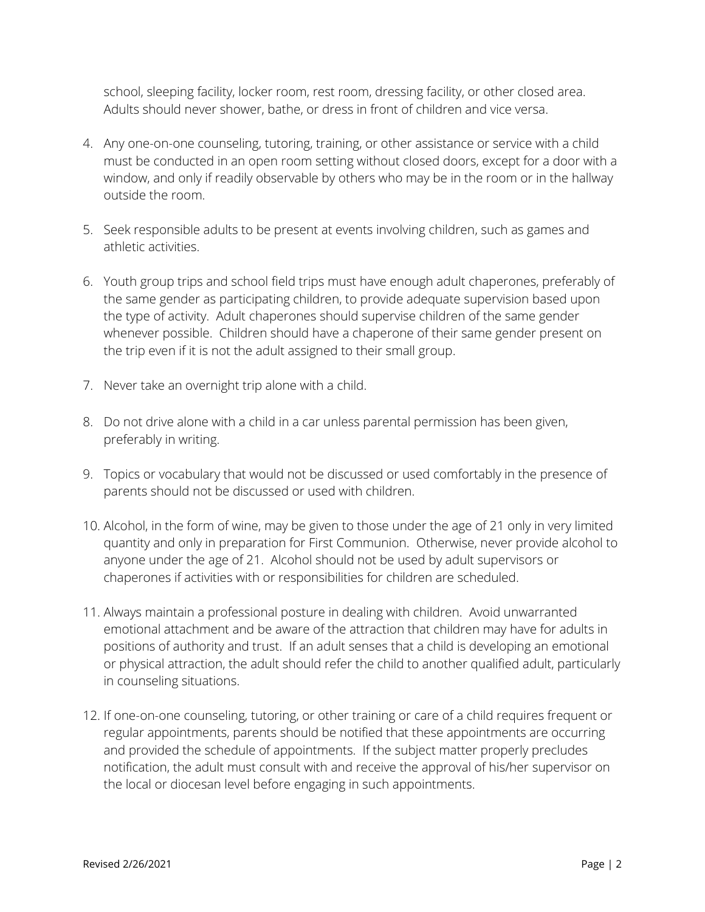school, sleeping facility, locker room, rest room, dressing facility, or other closed area. Adults should never shower, bathe, or dress in front of children and vice versa.

4. Any one-on-one counseling, tutoring, training, or other assistance or service with a child must be conducted in an open room setting without closed doors, except for a door with a window, and only if readily observable by others who may be in the room or in the hallway outside the room.

5. Seek responsible adults to be present at events involving children, such as games and athletic activities.

6. Youth group trips and school field trips must have enough adult chaperones, preferably of the same gender as participating children, to provide adequate supervision based upon the type of activity. Adult chaperones should supervise children of the same gender whenever possible. Children should have a chaperone of their same gender present on the trip even if it is not the adult assigned to their small group.

7. Never take an overnight trip alone with a child.

8. Do not drive alone with a child in a car unless parental permission has been given, preferably in writing.

9. Topics or vocabulary that would not be discussed or used comfortably in the presence of parents should not be discussed or used with children.

10. Alcohol, in the form of wine, may be given to those under the age of 21 only in very limited quantity and only in preparation for First Communion. Otherwise, never provide alcohol to anyone under the age of 21. Alcohol should not be used by adult supervisors or chaperones if activities with or responsibilities for children are scheduled.

11. Always maintain a professional posture in dealing with children. Avoid unwarranted emotional attachment and be aware of the attraction that children may have for adults in positions of authority and trust. If an adult senses that a child is developing an emotional or physical attraction, the adult should refer the child to another qualified adult, particularly in counseling situations.

12. If one-on-one counseling, tutoring, or other training or care of a child requires frequent or regular appointments, parents should be notified that these appointments are occurring and provided the schedule of appointments. If the subject matter properly precludes notification, the adult must consult with and receive the approval of his/her supervisor on the local or diocesan level before engaging in such appointments.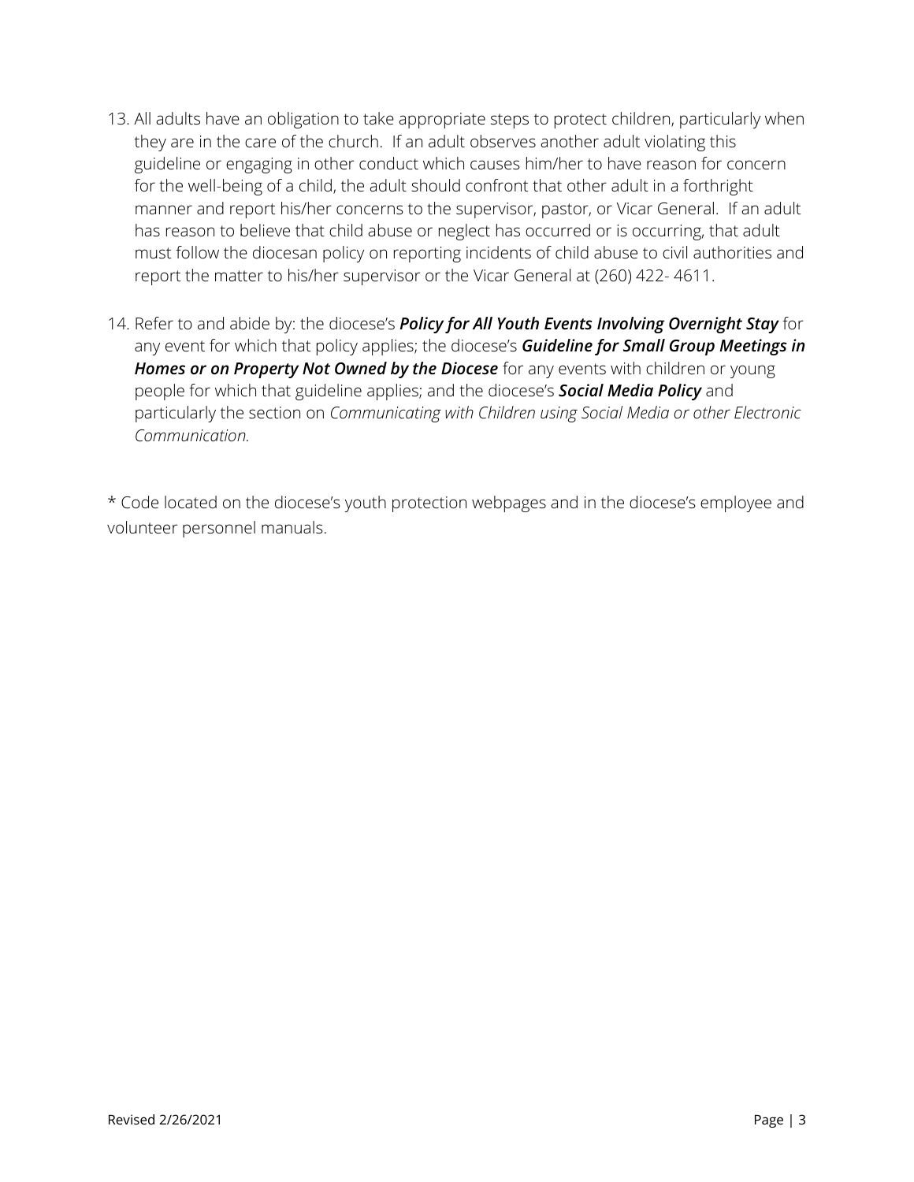13. All adults have an obligation to take appropriate steps to protect children, particularly when they are in the care of the church. If an adult observes another adult violating this guideline or engaging in other conduct which causes him/her to have reason for concern for the well-being of a child, the adult should confront that other adult in a forthright manner and report his/her concerns to the supervisor, pastor, or Vicar General. If an adult has reason to believe that child abuse or neglect has occurred or is occurring, that adult must follow the diocesan policy on reporting incidents of child abuse to civil authorities and report the matter to his/her supervisor or the Vicar General at (260) 422- 4611.

14. Refer to and abide by: the diocese's ***Policy for All Youth Events Involving Overnight Stay*** for any event for which that policy applies; the diocese's ***Guideline for Small Group Meetings in Homes or on Property Not Owned by the Diocese*** for any events with children or young people for which that guideline applies; and the diocese's ***Social Media Policy*** and particularly the section on *Communicating with Children using Social Media or other Electronic Communication.*

* Code located on the diocese's youth protection webpages and in the diocese's employee and volunteer personnel manuals.

Revised 2/26/2021